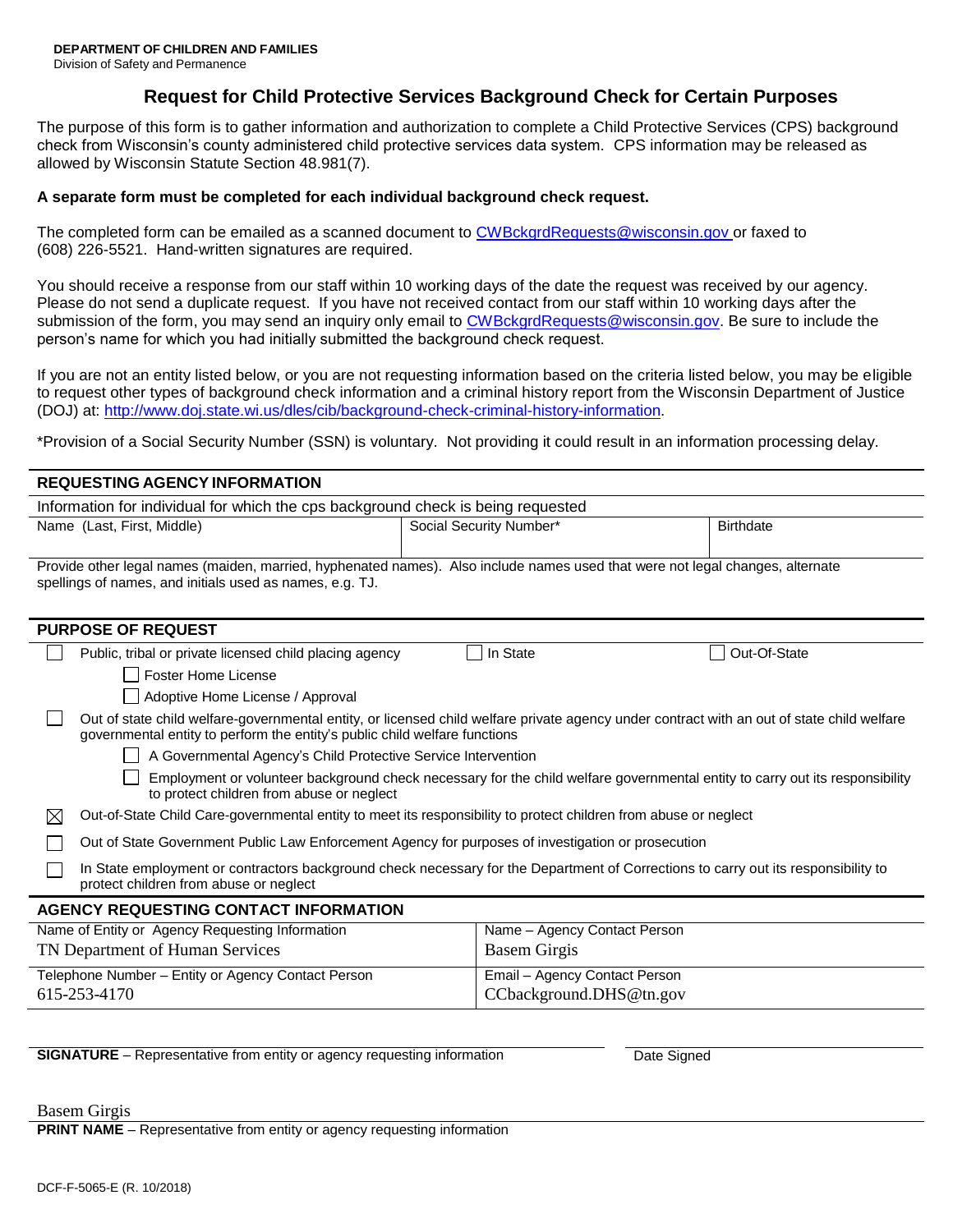**DEPARTMENT OF CHILDREN AND FAMILIES**
Division of Safety and Permanence

# Request for Child Protective Services Background Check for Certain Purposes

The purpose of this form is to gather information and authorization to complete a Child Protective Services (CPS) background check from Wisconsin's county administered child protective services data system. CPS information may be released as allowed by Wisconsin Statute Section 48.981(7).

**A separate form must be completed for each individual background check request.**

The completed form can be emailed as a scanned document to CWBckgrdRequests@wisconsin.gov or faxed to (608) 226-5521. Hand-written signatures are required.

You should receive a response from our staff within 10 working days of the date the request was received by our agency. Please do not send a duplicate request. If you have not received contact from our staff within 10 working days after the submission of the form, you may send an inquiry only email to CWBckgrdRequests@wisconsin.gov. Be sure to include the person's name for which you had initially submitted the background check request.

If you are not an entity listed below, or you are not requesting information based on the criteria listed below, you may be eligible to request other types of background check information and a criminal history report from the Wisconsin Department of Justice (DOJ) at: http://www.doj.state.wi.us/dles/cib/background-check-criminal-history-information.

*Provision of a Social Security Number (SSN) is voluntary. Not providing it could result in an information processing delay.

## REQUESTING AGENCY INFORMATION

Information for individual for which the cps background check is being requested

| Name (Last, First, Middle) | Social Security Number* | Birthdate |
|---|---|---|
| | | |

Provide other legal names (maiden, married, hyphenated names). Also include names used that were not legal changes, alternate spellings of names, and initials used as names, e.g. TJ.

## PURPOSE OF REQUEST

- ☐ Public, tribal or private licensed child placing agency ☐ In State ☐ Out-Of-State
  - ☐ Foster Home License
  - ☐ Adoptive Home License / Approval
- ☐ Out of state child welfare-governmental entity, or licensed child welfare private agency under contract with an out of state child welfare governmental entity to perform the entity's public child welfare functions
  - ☐ A Governmental Agency's Child Protective Service Intervention
  - ☐ Employment or volunteer background check necessary for the child welfare governmental entity to carry out its responsibility to protect children from abuse or neglect
- ☒ Out-of-State Child Care-governmental entity to meet its responsibility to protect children from abuse or neglect
- ☐ Out of State Government Public Law Enforcement Agency for purposes of investigation or prosecution
- ☐ In State employment or contractors background check necessary for the Department of Corrections to carry out its responsibility to protect children from abuse or neglect

## AGENCY REQUESTING CONTACT INFORMATION

| Name of Entity or Agency Requesting Information | Name – Agency Contact Person |
|---|---|
| TN Department of Human Services | Basem Girgis |
| **Telephone Number – Entity or Agency Contact Person** | **Email – Agency Contact Person** |
| 615-253-4170 | CCbackground.DHS@tn.gov |

**SIGNATURE** – Representative from entity or agency requesting information

Date Signed

Basem Girgis

**PRINT NAME** – Representative from entity or agency requesting information

DCF-F-5065-E (R. 10/2018)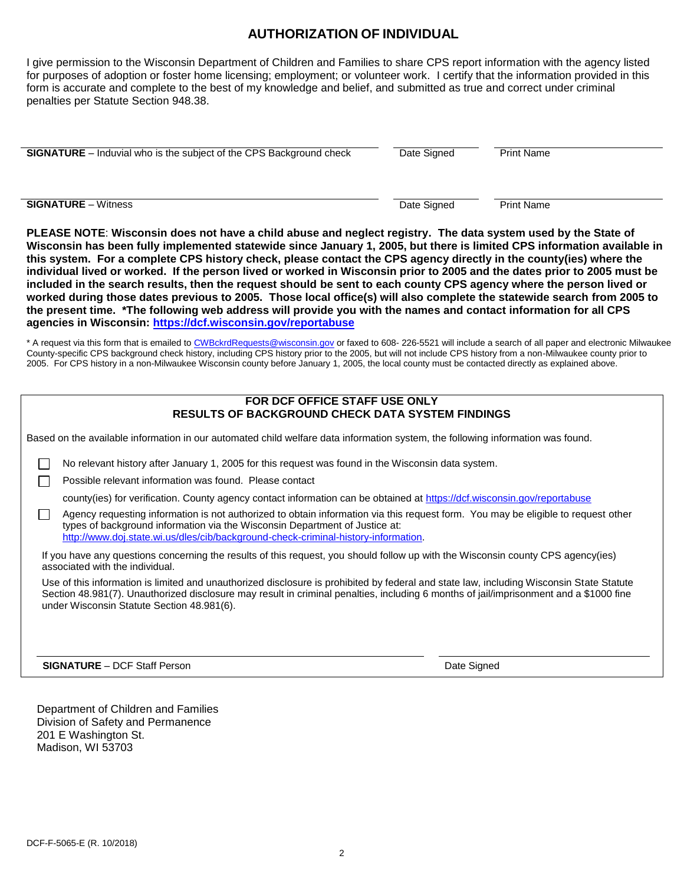## AUTHORIZATION OF INDIVIDUAL

I give permission to the Wisconsin Department of Children and Families to share CPS report information with the agency listed for purposes of adoption or foster home licensing; employment; or volunteer work. I certify that the information provided in this form is accurate and complete to the best of my knowledge and belief, and submitted as true and correct under criminal penalties per Statute Section 948.38.

| | | |
|---|---|---|
| **SIGNATURE** – Induvial who is the subject of the CPS Background check | Date Signed | Print Name |
| **SIGNATURE** – Witness | Date Signed | Print Name |

**PLEASE NOTE**: **Wisconsin does not have a child abuse and neglect registry. The data system used by the State of Wisconsin has been fully implemented statewide since January 1, 2005, but there is limited CPS information available in this system. For a complete CPS history check, please contact the CPS agency directly in the county(ies) where the individual lived or worked. If the person lived or worked in Wisconsin prior to 2005 and the dates prior to 2005 must be included in the search results, then the request should be sent to each county CPS agency where the person lived or worked during those dates previous to 2005. Those local office(s) will also complete the statewide search from 2005 to the present time. *The following web address will provide you with the names and contact information for all CPS agencies in Wisconsin: https://dcf.wisconsin.gov/reportabuse**

* A request via this form that is emailed to CWBckrdRequests@wisconsin.gov or faxed to 608- 226-5521 will include a search of all paper and electronic Milwaukee County-specific CPS background check history, including CPS history prior to the 2005, but will not include CPS history from a non-Milwaukee county prior to 2005. For CPS history in a non-Milwaukee Wisconsin county before January 1, 2005, the local county must be contacted directly as explained above.

### FOR DCF OFFICE STAFF USE ONLY
### RESULTS OF BACKGROUND CHECK DATA SYSTEM FINDINGS

Based on the available information in our automated child welfare data information system, the following information was found.

- ☐ No relevant history after January 1, 2005 for this request was found in the Wisconsin data system.
- ☐ Possible relevant information was found. Please contact

  county(ies) for verification. County agency contact information can be obtained at https://dcf.wisconsin.gov/reportabuse
- ☐ Agency requesting information is not authorized to obtain information via this request form. You may be eligible to request other types of background information via the Wisconsin Department of Justice at: http://www.doj.state.wi.us/dles/cib/background-check-criminal-history-information.

If you have any questions concerning the results of this request, you should follow up with the Wisconsin county CPS agency(ies) associated with the individual.

Use of this information is limited and unauthorized disclosure is prohibited by federal and state law, including Wisconsin State Statute Section 48.981(7). Unauthorized disclosure may result in criminal penalties, including 6 months of jail/imprisonment and a $1000 fine under Wisconsin Statute Section 48.981(6).

| | |
|---|---|
| **SIGNATURE** – DCF Staff Person | Date Signed |

Department of Children and Families
Division of Safety and Permanence
201 E Washington St.
Madison, WI 53703

DCF-F-5065-E (R. 10/2018)